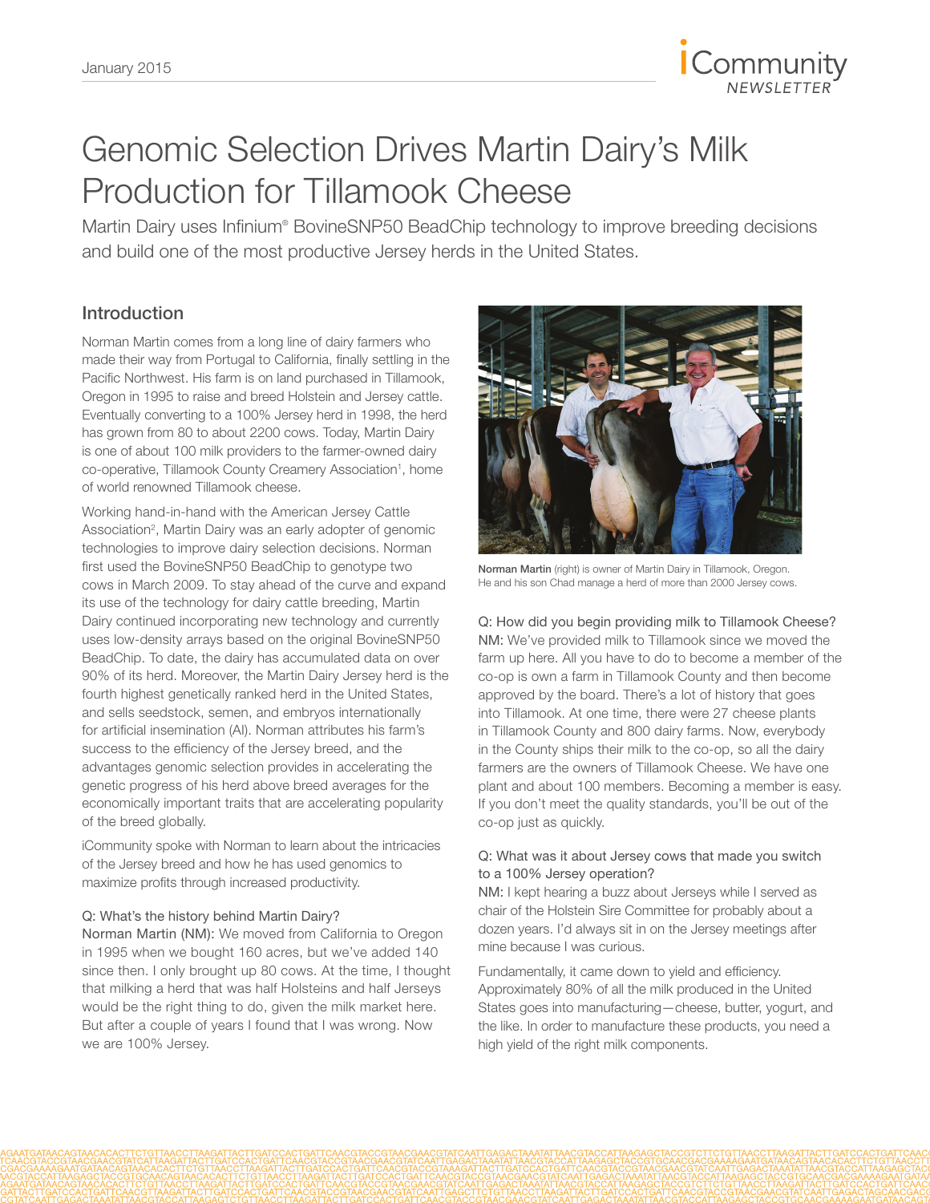# Genomic Selection Drives Martin Dairy's Milk Production for Tillamook Cheese

Martin Dairy uses Infinium® BovineSNP50 BeadChip technology to improve breeding decisions and build one of the most productive Jersey herds in the United States.

## Introduction

Norman Martin comes from a long line of dairy farmers who made their way from Portugal to California, finally settling in the Pacific Northwest. His farm is on land purchased in Tillamook, Oregon in 1995 to raise and breed Holstein and Jersey cattle. Eventually converting to a 100% Jersey herd in 1998, the herd has grown from 80 to about 2200 cows. Today, Martin Dairy is one of about 100 milk providers to the farmer-owned dairy co-operative, Tillamook County Creamery Association[1], home of world renowned Tillamook cheese.

Working hand-in-hand with the American Jersey Cattle Association[2], Martin Dairy was an early adopter of genomic technologies to improve dairy selection decisions. Norman first used the BovineSNP50 BeadChip to genotype two cows in March 2009. To stay ahead of the curve and expand its use of the technology for dairy cattle breeding, Martin Dairy continued incorporating new technology and currently uses low-density arrays based on the original BovineSNP50 BeadChip. To date, the dairy has accumulated data on over 90% of its herd. Moreover, the Martin Dairy Jersey herd is the fourth highest genetically ranked herd in the United States, and sells seedstock, semen, and embryos internationally for artificial insemination (AI). Norman attributes his farm's success to the efficiency of the Jersey breed, and the advantages genomic selection provides in accelerating the genetic progress of his herd above breed averages for the economically important traits that are accelerating popularity of the breed globally.

iCommunity spoke with Norman to learn about the intricacies of the Jersey breed and how he has used genomics to maximize profits through increased productivity.

**Q: What's the history behind Martin Dairy?**

**Norman Martin (NM):** We moved from California to Oregon in 1995 when we bought 160 acres, but we've added 140 since then. I only brought up 80 cows. At the time, I thought that milking a herd that was half Holsteins and half Jerseys would be the right thing to do, given the milk market here. But after a couple of years I found that I was wrong. Now we are 100% Jersey.

**Norman Martin** (right) is owner of Martin Dairy in Tillamook, Oregon. He and his son Chad manage a herd of more than 2000 Jersey cows.

**Q: How did you begin providing milk to Tillamook Cheese?**

**NM:** We've provided milk to Tillamook since we moved the farm up here. All you have to do to become a member of the co-op is own a farm in Tillamook County and then become approved by the board. There's a lot of history that goes into Tillamook. At one time, there were 27 cheese plants in Tillamook County and 800 dairy farms. Now, everybody in the County ships their milk to the co-op, so all the dairy farmers are the owners of Tillamook Cheese. We have one plant and about 100 members. Becoming a member is easy. If you don't meet the quality standards, you'll be out of the co-op just as quickly.

**Q: What was it about Jersey cows that made you switch to a 100% Jersey operation?**

**NM:** I kept hearing a buzz about Jerseys while I served as chair of the Holstein Sire Committee for probably about a dozen years. I'd always sit in on the Jersey meetings after mine because I was curious.

Fundamentally, it came down to yield and efficiency. Approximately 80% of all the milk produced in the United States goes into manufacturing—cheese, butter, yogurt, and the like. In order to manufacture these products, you need a high yield of the right milk components.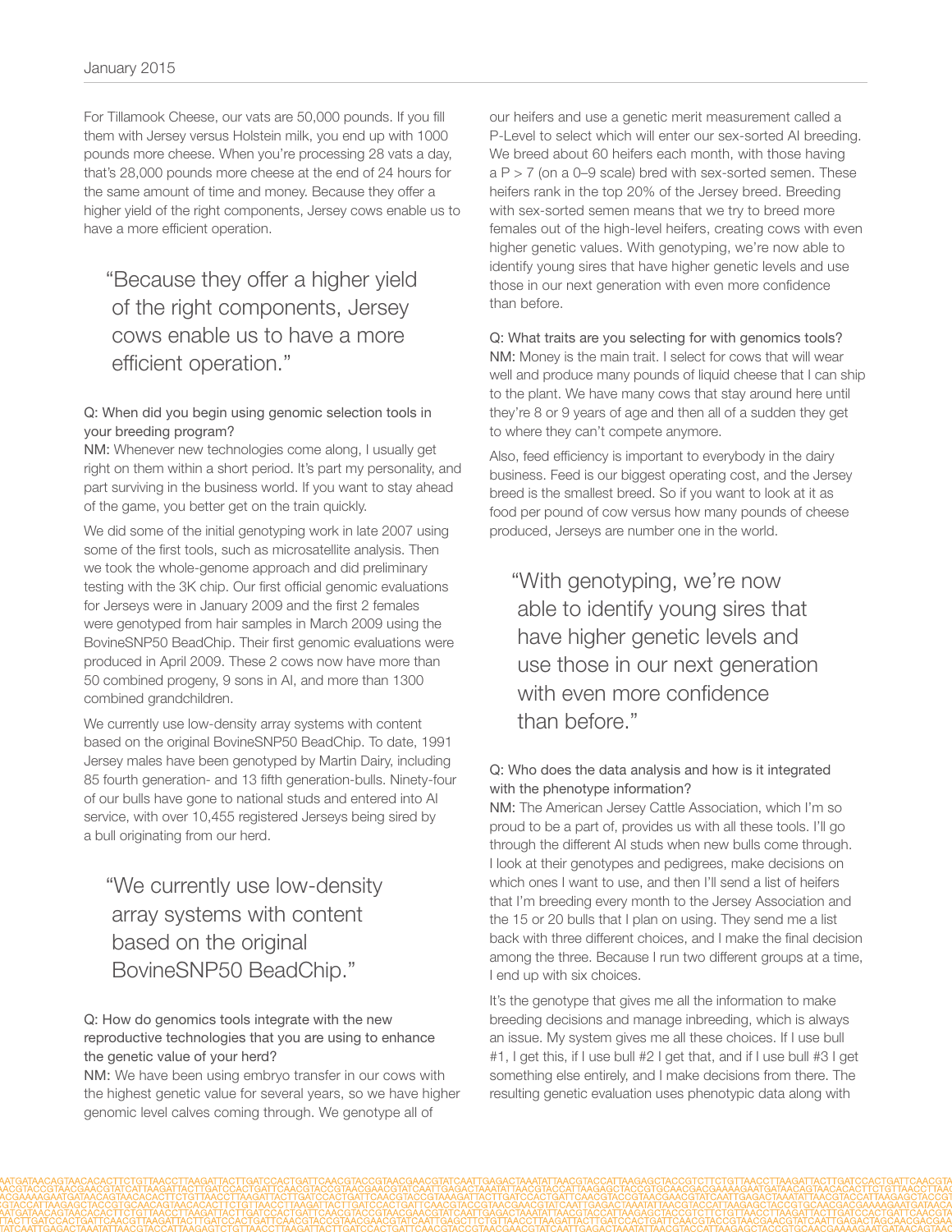For Tillamook Cheese, our vats are 50,000 pounds. If you fill them with Jersey versus Holstein milk, you end up with 1000 pounds more cheese. When you're processing 28 vats a day, that's 28,000 pounds more cheese at the end of 24 hours for the same amount of time and money. Because they offer a higher yield of the right components, Jersey cows enable us to have a more efficient operation.

> "Because they offer a higher yield of the right components, Jersey cows enable us to have a more efficient operation."

Q: When did you begin using genomic selection tools in your breeding program?

NM: Whenever new technologies come along, I usually get right on them within a short period. It's part my personality, and part surviving in the business world. If you want to stay ahead of the game, you better get on the train quickly.

We did some of the initial genotyping work in late 2007 using some of the first tools, such as microsatellite analysis. Then we took the whole-genome approach and did preliminary testing with the 3K chip. Our first official genomic evaluations for Jerseys were in January 2009 and the first 2 females were genotyped from hair samples in March 2009 using the BovineSNP50 BeadChip. Their first genomic evaluations were produced in April 2009. These 2 cows now have more than 50 combined progeny, 9 sons in AI, and more than 1300 combined grandchildren.

We currently use low-density array systems with content based on the original BovineSNP50 BeadChip. To date, 1991 Jersey males have been genotyped by Martin Dairy, including 85 fourth generation- and 13 fifth generation-bulls. Ninety-four of our bulls have gone to national studs and entered into AI service, with over 10,455 registered Jerseys being sired by a bull originating from our herd.

> "We currently use low-density array systems with content based on the original BovineSNP50 BeadChip."

Q: How do genomics tools integrate with the new reproductive technologies that you are using to enhance the genetic value of your herd?

NM: We have been using embryo transfer in our cows with the highest genetic value for several years, so we have higher genomic level calves coming through. We genotype all of our heifers and use a genetic merit measurement called a P-Level to select which will enter our sex-sorted AI breeding. We breed about 60 heifers each month, with those having a P > 7 (on a 0–9 scale) bred with sex-sorted semen. These heifers rank in the top 20% of the Jersey breed. Breeding with sex-sorted semen means that we try to breed more females out of the high-level heifers, creating cows with even higher genetic values. With genotyping, we're now able to identify young sires that have higher genetic levels and use those in our next generation with even more confidence than before.

Q: What traits are you selecting for with genomics tools?

NM: Money is the main trait. I select for cows that will wear well and produce many pounds of liquid cheese that I can ship to the plant. We have many cows that stay around here until they're 8 or 9 years of age and then all of a sudden they get to where they can't compete anymore.

Also, feed efficiency is important to everybody in the dairy business. Feed is our biggest operating cost, and the Jersey breed is the smallest breed. So if you want to look at it as food per pound of cow versus how many pounds of cheese produced, Jerseys are number one in the world.

> "With genotyping, we're now able to identify young sires that have higher genetic levels and use those in our next generation with even more confidence than before."

Q: Who does the data analysis and how is it integrated with the phenotype information?

NM: The American Jersey Cattle Association, which I'm so proud to be a part of, provides us with all these tools. I'll go through the different AI studs when new bulls come through. I look at their genotypes and pedigrees, make decisions on which ones I want to use, and then I'll send a list of heifers that I'm breeding every month to the Jersey Association and the 15 or 20 bulls that I plan on using. They send me a list back with three different choices, and I make the final decision among the three. Because I run two different groups at a time, I end up with six choices.

It's the genotype that gives me all the information to make breeding decisions and manage inbreeding, which is always an issue. My system gives me all these choices. If I use bull #1, I get this, if I use bull #2 I get that, and if I use bull #3 I get something else entirely, and I make decisions from there. The resulting genetic evaluation uses phenotypic data along with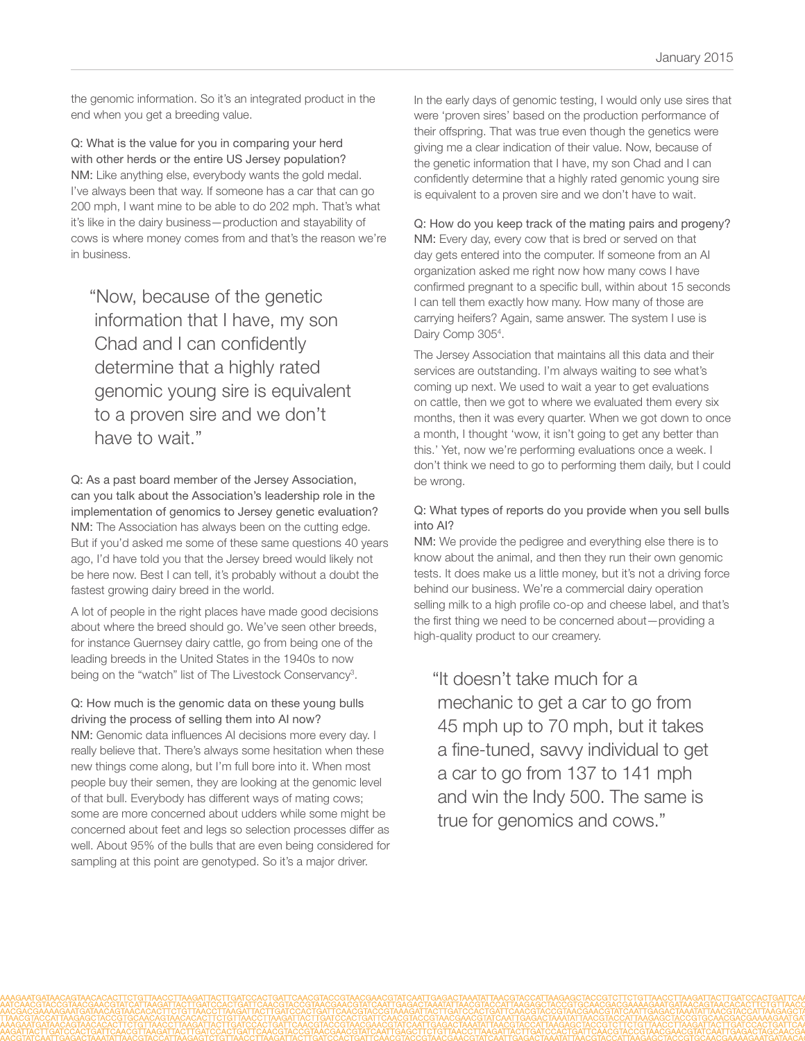the genomic information. So it's an integrated product in the end when you get a breeding value.

Q: What is the value for you in comparing your herd with other herds or the entire US Jersey population?
NM: Like anything else, everybody wants the gold medal. I've always been that way. If someone has a car that can go 200 mph, I want mine to be able to do 202 mph. That's what it's like in the dairy business—production and stayability of cows is where money comes from and that's the reason we're in business.

> "Now, because of the genetic information that I have, my son Chad and I can confidently determine that a highly rated genomic young sire is equivalent to a proven sire and we don't have to wait."

Q: As a past board member of the Jersey Association, can you talk about the Association's leadership role in the implementation of genomics to Jersey genetic evaluation?
NM: The Association has always been on the cutting edge. But if you'd asked me some of these same questions 40 years ago, I'd have told you that the Jersey breed would likely not be here now. Best I can tell, it's probably without a doubt the fastest growing dairy breed in the world.

A lot of people in the right places have made good decisions about where the breed should go. We've seen other breeds, for instance Guernsey dairy cattle, go from being one of the leading breeds in the United States in the 1940s to now being on the "watch" list of The Livestock Conservancy[3].

Q: How much is the genomic data on these young bulls driving the process of selling them into AI now?
NM: Genomic data influences AI decisions more every day. I really believe that. There's always some hesitation when these new things come along, but I'm full bore into it. When most people buy their semen, they are looking at the genomic level of that bull. Everybody has different ways of mating cows; some are more concerned about udders while some might be concerned about feet and legs so selection processes differ as well. About 95% of the bulls that are even being considered for sampling at this point are genotyped. So it's a major driver.

In the early days of genomic testing, I would only use sires that were 'proven sires' based on the production performance of their offspring. That was true even though the genetics were giving me a clear indication of their value. Now, because of the genetic information that I have, my son Chad and I can confidently determine that a highly rated genomic young sire is equivalent to a proven sire and we don't have to wait.

Q: How do you keep track of the mating pairs and progeny?
NM: Every day, every cow that is bred or served on that day gets entered into the computer. If someone from an AI organization asked me right now how many cows I have confirmed pregnant to a specific bull, within about 15 seconds I can tell them exactly how many. How many of those are carrying heifers? Again, same answer. The system I use is Dairy Comp 305[4].

The Jersey Association that maintains all this data and their services are outstanding. I'm always waiting to see what's coming up next. We used to wait a year to get evaluations on cattle, then we got to where we evaluated them every six months, then it was every quarter. When we got down to once a month, I thought 'wow, it isn't going to get any better than this.' Yet, now we're performing evaluations once a week. I don't think we need to go to performing them daily, but I could be wrong.

Q: What types of reports do you provide when you sell bulls into AI?
NM: We provide the pedigree and everything else there is to know about the animal, and then they run their own genomic tests. It does make us a little money, but it's not a driving force behind our business. We're a commercial dairy operation selling milk to a high profile co-op and cheese label, and that's the first thing we need to be concerned about—providing a high-quality product to our creamery.

> "It doesn't take much for a mechanic to get a car to go from 45 mph up to 70 mph, but it takes a fine-tuned, savvy individual to get a car to go from 137 to 141 mph and win the Indy 500. The same is true for genomics and cows."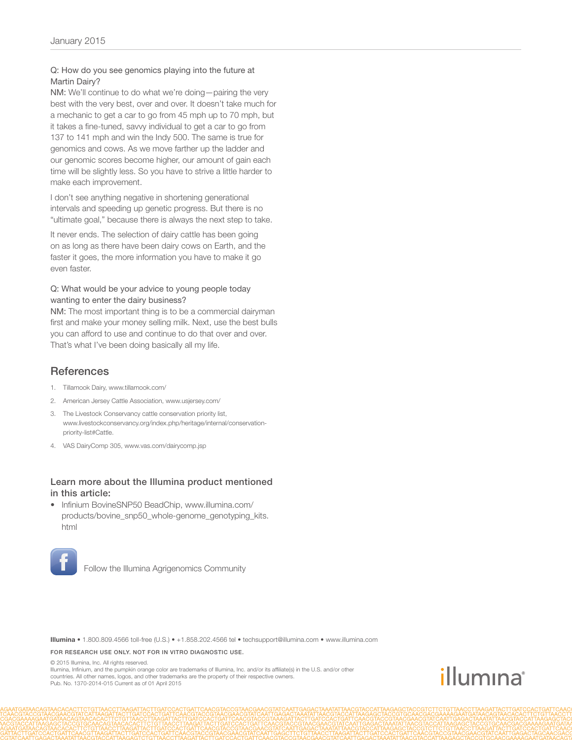Q: How do you see genomics playing into the future at Martin Dairy?

NM: We'll continue to do what we're doing—pairing the very best with the very best, over and over. It doesn't take much for a mechanic to get a car to go from 45 mph up to 70 mph, but it takes a fine-tuned, savvy individual to get a car to go from 137 to 141 mph and win the Indy 500. The same is true for genomics and cows. As we move farther up the ladder and our genomic scores become higher, our amount of gain each time will be slightly less. So you have to strive a little harder to make each improvement.

I don't see anything negative in shortening generational intervals and speeding up genetic progress. But there is no "ultimate goal," because there is always the next step to take.

It never ends. The selection of dairy cattle has been going on as long as there have been dairy cows on Earth, and the faster it goes, the more information you have to make it go even faster.

Q: What would be your advice to young people today wanting to enter the dairy business?

NM: The most important thing is to be a commercial dairyman first and make your money selling milk. Next, use the best bulls you can afford to use and continue to do that over and over. That's what I've been doing basically all my life.

## References

1. Tillamook Dairy, www.tillamook.com/
2. American Jersey Cattle Association, www.usjersey.com/
3. The Livestock Conservancy cattle conservation priority list, www.livestockconservancy.org/index.php/heritage/internal/conservation-priority-list#Cattle.
4. VAS DairyComp 305, www.vas.com/dairycomp.jsp

### Learn more about the Illumina product mentioned in this article:

- Infinium BovineSNP50 BeadChip, www.illumina.com/products/bovine_snp50_whole-genome_genotyping_kits.html

Follow the Illumina Agrigenomics Community

**Illumina** • 1.800.809.4566 toll-free (U.S.) • +1.858.202.4566 tel • techsupport@illumina.com • www.illumina.com

FOR RESEARCH USE ONLY. NOT FOR IN VITRO DIAGNOSTIC USE.

© 2015 Illumina, Inc. All rights reserved.
Illumina, Infinium, and the pumpkin orange color are trademarks of Illumina, Inc. and/or its affiliate(s) in the U.S. and/or other countries. All other names, logos, and other trademarks are the property of their respective owners.
Pub. No. 1370-2014-015 Current as of 01 April 2015